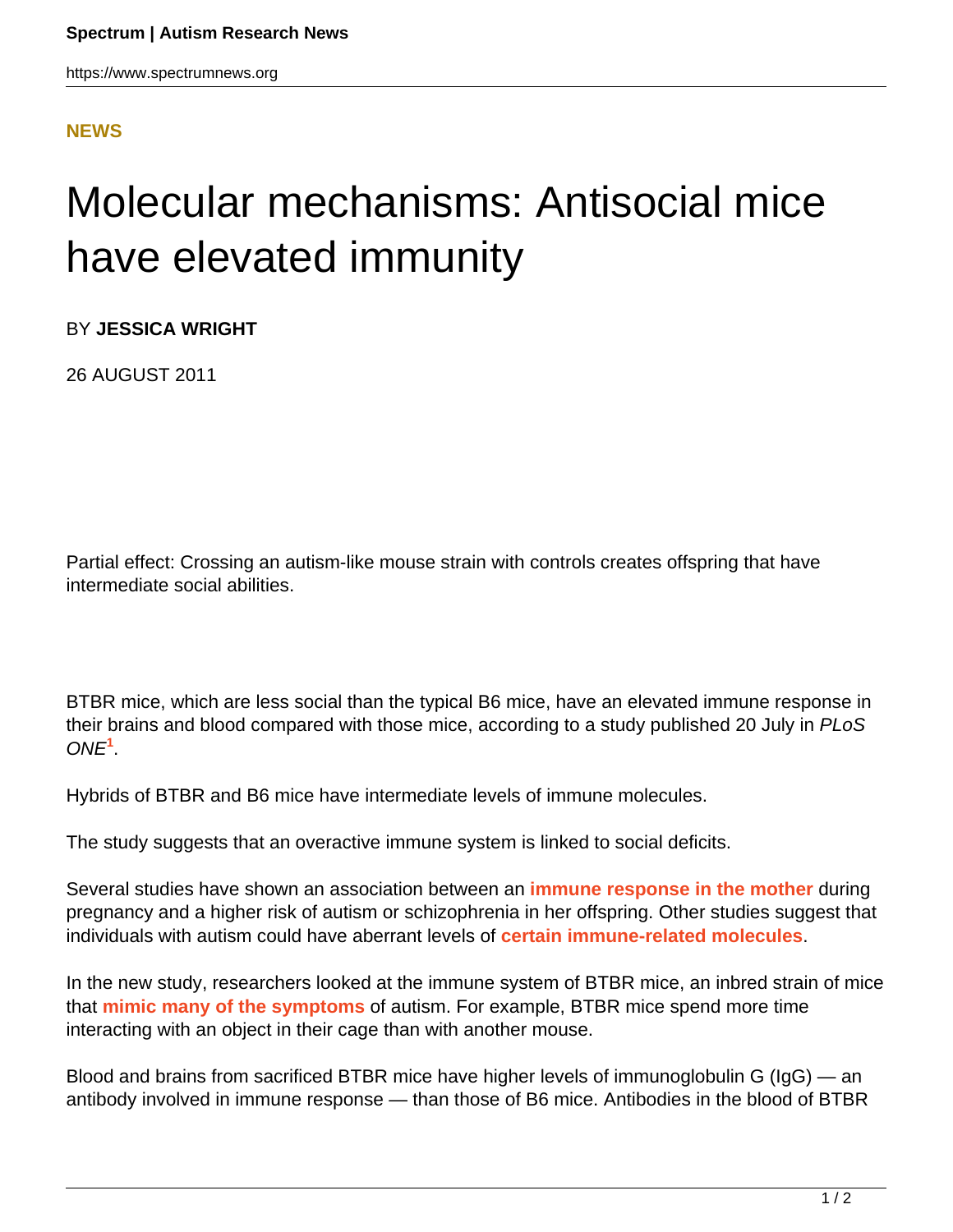**NEWS**

# Molecular mechanisms: Antisocial mice have elevated immunity

BY **JESSICA WRIGHT**

26 AUGUST 2011

Partial effect: Crossing an autism-like mouse strain with controls creates offspring that have intermediate social abilities.

BTBR mice, which are less social than the typical B6 mice, have an elevated immune response in their brains and blood compared with those mice, according to a study published 20 July in *PLoS ONE*[1].

Hybrids of BTBR and B6 mice have intermediate levels of immune molecules.

The study suggests that an overactive immune system is linked to social deficits.

Several studies have shown an association between an **immune response in the mother** during pregnancy and a higher risk of autism or schizophrenia in her offspring. Other studies suggest that individuals with autism could have aberrant levels of **certain immune-related molecules**.

In the new study, researchers looked at the immune system of BTBR mice, an inbred strain of mice that **mimic many of the symptoms** of autism. For example, BTBR mice spend more time interacting with an object in their cage than with another mouse.

Blood and brains from sacrificed BTBR mice have higher levels of immunoglobulin G (IgG) — an antibody involved in immune response — than those of B6 mice. Antibodies in the blood of BTBR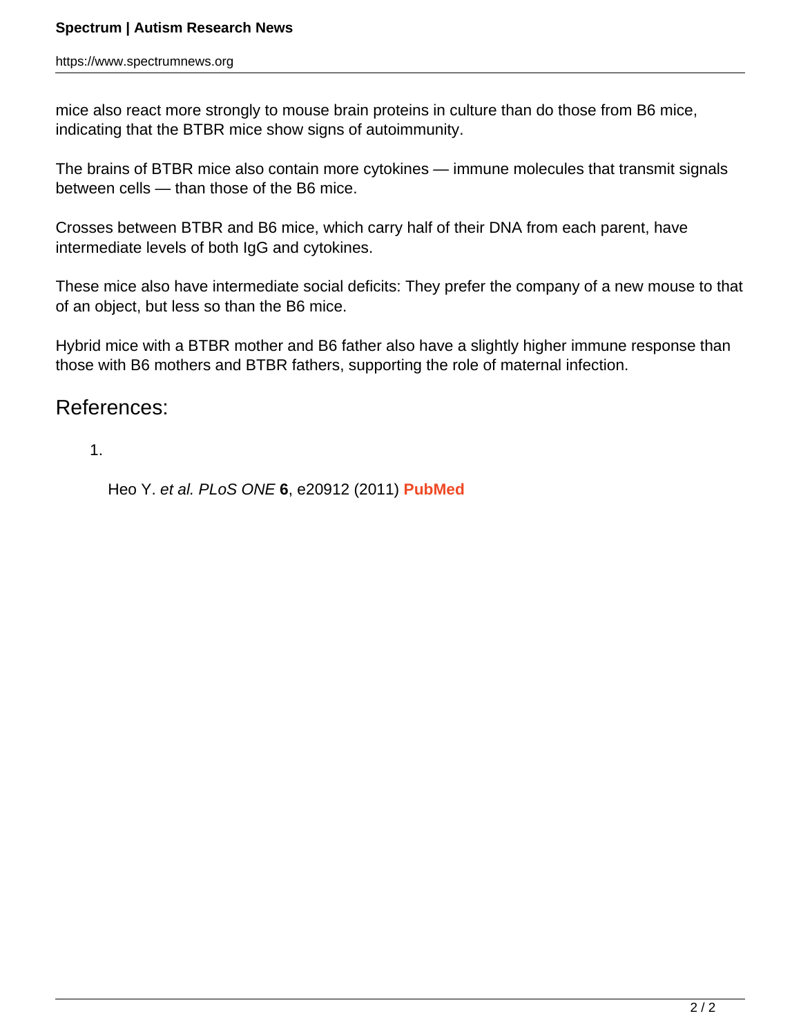mice also react more strongly to mouse brain proteins in culture than do those from B6 mice, indicating that the BTBR mice show signs of autoimmunity.

The brains of BTBR mice also contain more cytokines — immune molecules that transmit signals between cells — than those of the B6 mice.

Crosses between BTBR and B6 mice, which carry half of their DNA from each parent, have intermediate levels of both IgG and cytokines.

These mice also have intermediate social deficits: They prefer the company of a new mouse to that of an object, but less so than the B6 mice.

Hybrid mice with a BTBR mother and B6 father also have a slightly higher immune response than those with B6 mothers and BTBR fathers, supporting the role of maternal infection.

## References:

1. Heo Y. *et al. PLoS ONE* **6**, e20912 (2011) **PubMed**